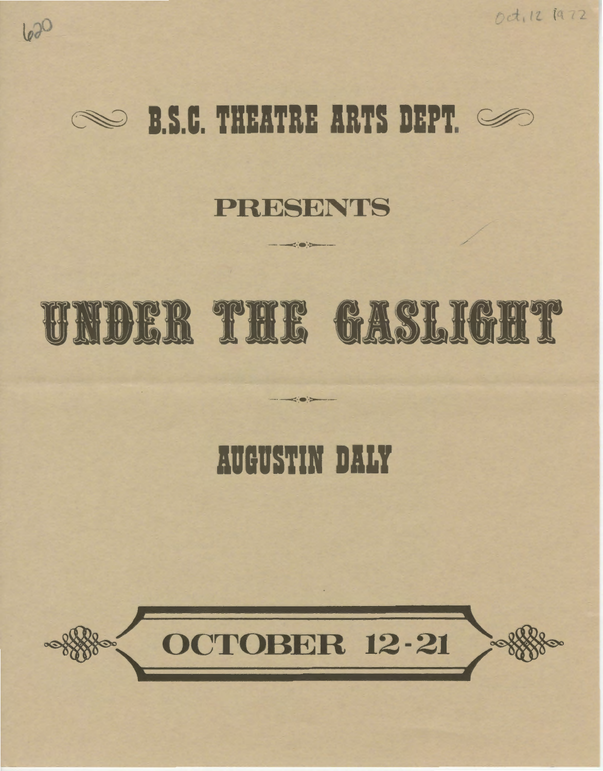620

Oct. 12 1972

# B.S.C. THEATRE ARTS DEPT.

## PRESENTS

# UNDER THE GASLIGHT

## AUGUSTIN DALY

## OCTOBER 12-21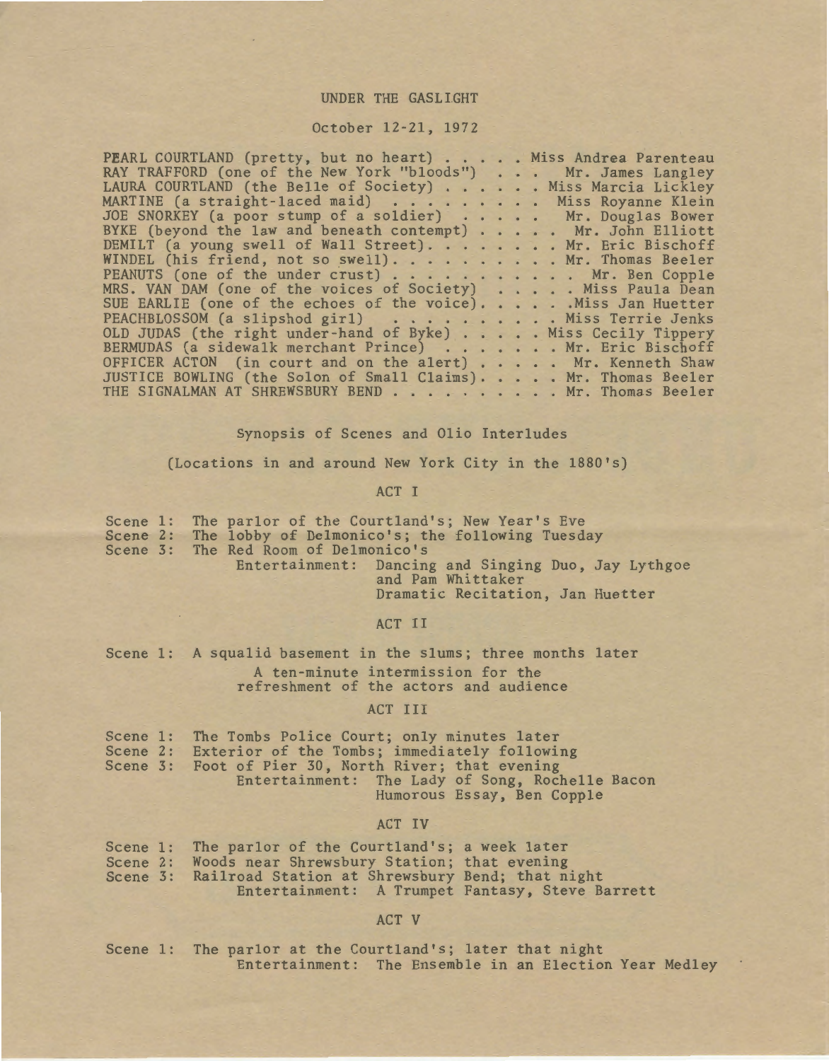# UNDER THE GASLIGHT

October 12-21, 1972

PEARL COURTLAND (pretty, but no heart) . . . . . Miss Andrea Parenteau
RAY TRAFFORD (one of the New York "bloods") . . . Mr. James Langley
LAURA COURTLAND (the Belle of Society) . . . . . . Miss Marcia Lickley
MARTINE (a straight-laced maid) . . . . . . . . . Miss Royanne Klein
JOE SNORKEY (a poor stump of a soldier) . . . . . Mr. Douglas Bower
BYKE (beyond the law and beneath contempt) . . . . . Mr. John Elliott
DEMILT (a young swell of Wall Street). . . . . . . . Mr. Eric Bischoff
WINDEL (his friend, not so swell). . . . . . . . . . Mr. Thomas Beeler
PEANUTS (one of the under crust) . . . . . . . . . . . Mr. Ben Copple
MRS. VAN DAM (one of the voices of Society) . . . . . Miss Paula Dean
SUE EARLIE (one of the echoes of the voice). . . . . .Miss Jan Huetter
PEACHBLOSSOM (a slipshod girl) . . . . . . . . . . Miss Terrie Jenks
OLD JUDAS (the right under-hand of Byke) . . . . . Miss Cecily Tippery
BERMUDAS (a sidewalk merchant Prince) . . . . . . . . Mr. Eric Bischoff
OFFICER ACTON (in court and on the alert) . . . . . Mr. Kenneth Shaw
JUSTICE BOWLING (the Solon of Small Claims). . . . . Mr. Thomas Beeler
THE SIGNALMAN AT SHREWSBURY BEND . . . . . . . . . . Mr. Thomas Beeler

## Synopsis of Scenes and Olio Interludes

(Locations in and around New York City in the 1880's)

### ACT I

Scene 1: The parlor of the Courtland's; New Year's Eve
Scene 2: The lobby of Delmonico's; the following Tuesday
Scene 3: The Red Room of Delmonico's
Entertainment: Dancing and Singing Duo, Jay Lythgoe and Pam Whittaker
Dramatic Recitation, Jan Huetter

### ACT II

Scene 1: A squalid basement in the slums; three months later

A ten-minute intermission for the refreshment of the actors and audience

### ACT III

Scene 1: The Tombs Police Court; only minutes later
Scene 2: Exterior of the Tombs; immediately following
Scene 3: Foot of Pier 30, North River; that evening
Entertainment: The Lady of Song, Rochelle Bacon
Humorous Essay, Ben Copple

### ACT IV

Scene 1: The parlor of the Courtland's; a week later
Scene 2: Woods near Shrewsbury Station; that evening
Scene 3: Railroad Station at Shrewsbury Bend; that night
Entertainment: A Trumpet Fantasy, Steve Barrett

### ACT V

Scene 1: The parlor at the Courtland's; later that night
Entertainment: The Ensemble in an Election Year Medley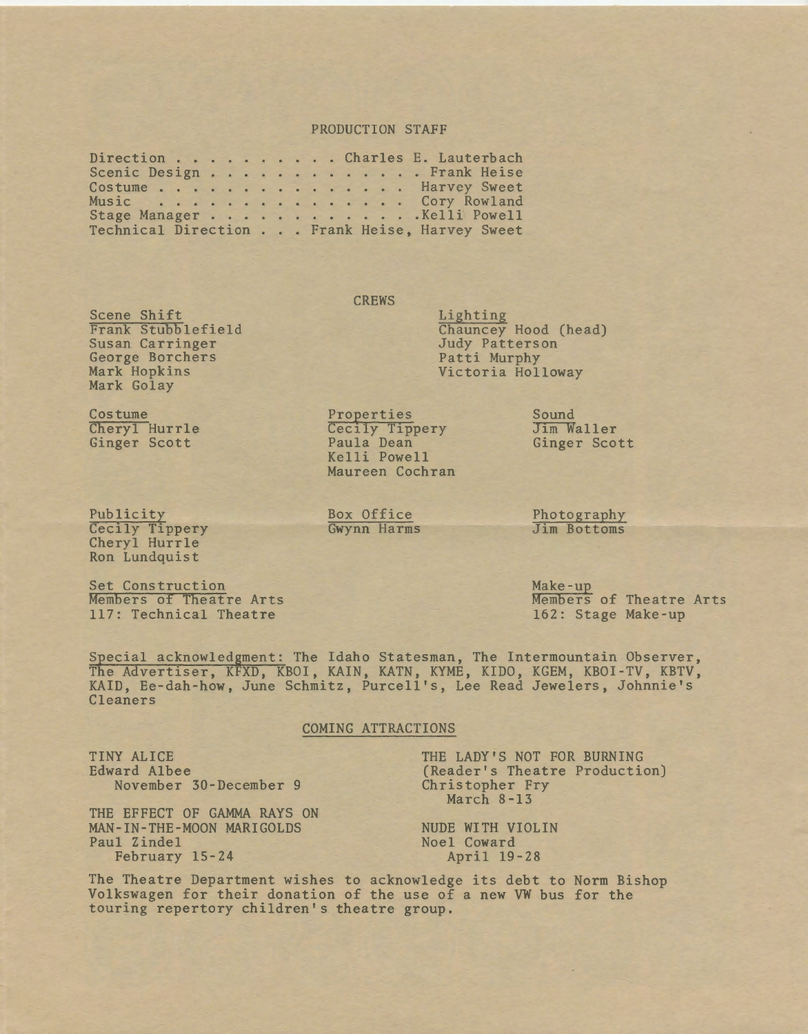## PRODUCTION STAFF

Direction . . . . . . . . . . Charles E. Lauterbach
Scenic Design . . . . . . . . . . . . . Frank Heise
Costume . . . . . . . . . . . . . . . Harvey Sweet
Music . . . . . . . . . . . . . . . Cory Rowland
Stage Manager . . . . . . . . . . . . .Kelli Powell
Technical Direction . . . Frank Heise, Harvey Sweet

## CREWS

Scene Shift
Frank Stubblefield
Susan Carringer
George Borchers
Mark Hopkins
Mark Golay

Lighting
Chauncey Hood (head)
Judy Patterson
Patti Murphy
Victoria Holloway

Costume
Cheryl Hurrle
Ginger Scott

Properties
Cecily Tippery
Paula Dean
Kelli Powell
Maureen Cochran

Sound
Jim Waller
Ginger Scott

Publicity
Cecily Tippery
Cheryl Hurrle
Ron Lundquist

Box Office
Gwynn Harms

Photography
Jim Bottoms

Set Construction
Members of Theatre Arts 117: Technical Theatre

Make-up
Members of Theatre Arts 162: Stage Make-up

Special acknowledgment: The Idaho Statesman, The Intermountain Observer, The Advertiser, KFXD, KBOI, KAIN, KATN, KYME, KIDO, KGEM, KBOI-TV, KBTV, KAID, Ee-dah-how, June Schmitz, Purcell's, Lee Read Jewelers, Johnnie's Cleaners

## COMING ATTRACTIONS

TINY ALICE
Edward Albee
November 30-December 9

THE EFFECT OF GAMMA RAYS ON MAN-IN-THE-MOON MARIGOLDS
Paul Zindel
February 15-24

THE LADY'S NOT FOR BURNING
(Reader's Theatre Production)
Christopher Fry
March 8-13

NUDE WITH VIOLIN
Noel Coward
April 19-28

The Theatre Department wishes to acknowledge its debt to Norm Bishop Volkswagen for their donation of the use of a new VW bus for the touring repertory children's theatre group.